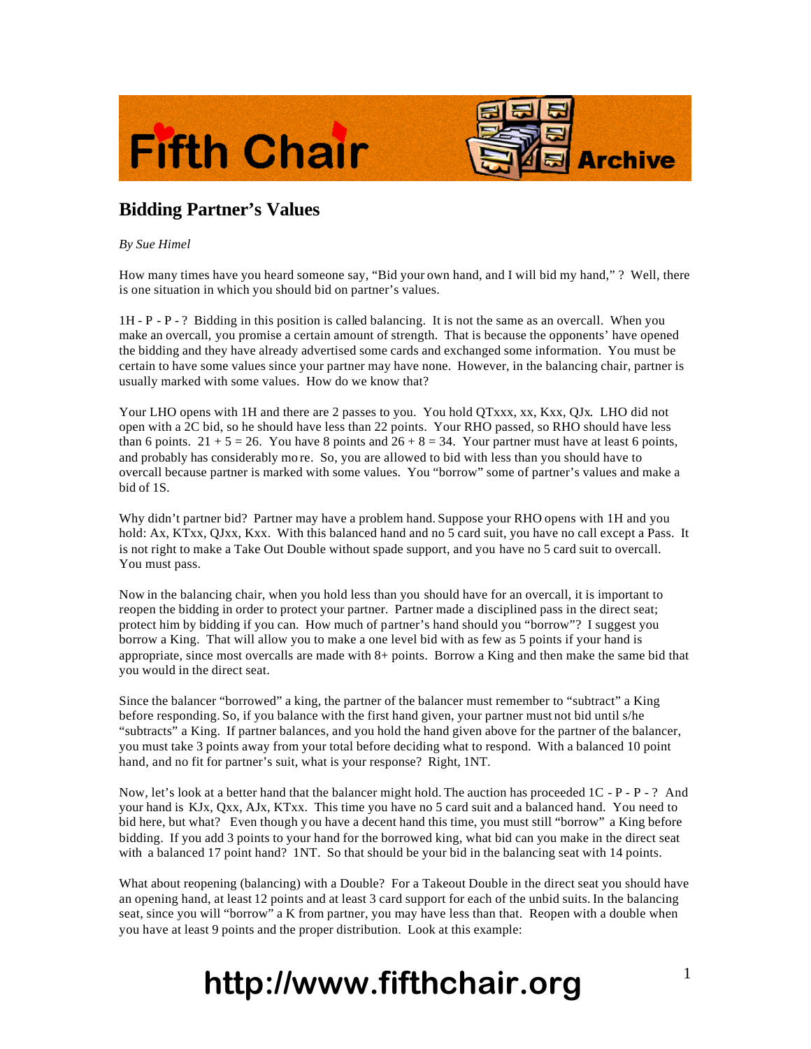## Bidding Partner's Values

*By Sue Himel*

How many times have you heard someone say, "Bid your own hand, and I will bid my hand," ? Well, there is one situation in which you should bid on partner's values.

1H - P - P - ? Bidding in this position is called balancing. It is not the same as an overcall. When you make an overcall, you promise a certain amount of strength. That is because the opponents' have opened the bidding and they have already advertised some cards and exchanged some information. You must be certain to have some values since your partner may have none. However, in the balancing chair, partner is usually marked with some values. How do we know that?

Your LHO opens with 1H and there are 2 passes to you. You hold QTxxx, xx, Kxx, QJx. LHO did not open with a 2C bid, so he should have less than 22 points. Your RHO passed, so RHO should have less than 6 points. 21 + 5 = 26. You have 8 points and 26 + 8 = 34. Your partner must have at least 6 points, and probably has considerably more. So, you are allowed to bid with less than you should have to overcall because partner is marked with some values. You "borrow" some of partner's values and make a bid of 1S.

Why didn't partner bid? Partner may have a problem hand. Suppose your RHO opens with 1H and you hold: Ax, KTxx, QJxx, Kxx. With this balanced hand and no 5 card suit, you have no call except a Pass. It is not right to make a Take Out Double without spade support, and you have no 5 card suit to overcall. You must pass.

Now in the balancing chair, when you hold less than you should have for an overcall, it is important to reopen the bidding in order to protect your partner. Partner made a disciplined pass in the direct seat; protect him by bidding if you can. How much of partner's hand should you "borrow"? I suggest you borrow a King. That will allow you to make a one level bid with as few as 5 points if your hand is appropriate, since most overcalls are made with 8+ points. Borrow a King and then make the same bid that you would in the direct seat.

Since the balancer "borrowed" a king, the partner of the balancer must remember to "subtract" a King before responding. So, if you balance with the first hand given, your partner must not bid until s/he "subtracts" a King. If partner balances, and you hold the hand given above for the partner of the balancer, you must take 3 points away from your total before deciding what to respond. With a balanced 10 point hand, and no fit for partner's suit, what is your response? Right, 1NT.

Now, let's look at a better hand that the balancer might hold. The auction has proceeded 1C - P - P - ? And your hand is KJx, Qxx, AJx, KTxx. This time you have no 5 card suit and a balanced hand. You need to bid here, but what? Even though you have a decent hand this time, you must still "borrow" a King before bidding. If you add 3 points to your hand for the borrowed king, what bid can you make in the direct seat with a balanced 17 point hand? 1NT. So that should be your bid in the balancing seat with 14 points.

What about reopening (balancing) with a Double? For a Takeout Double in the direct seat you should have an opening hand, at least 12 points and at least 3 card support for each of the unbid suits. In the balancing seat, since you will "borrow" a K from partner, you may have less than that. Reopen with a double when you have at least 9 points and the proper distribution. Look at this example: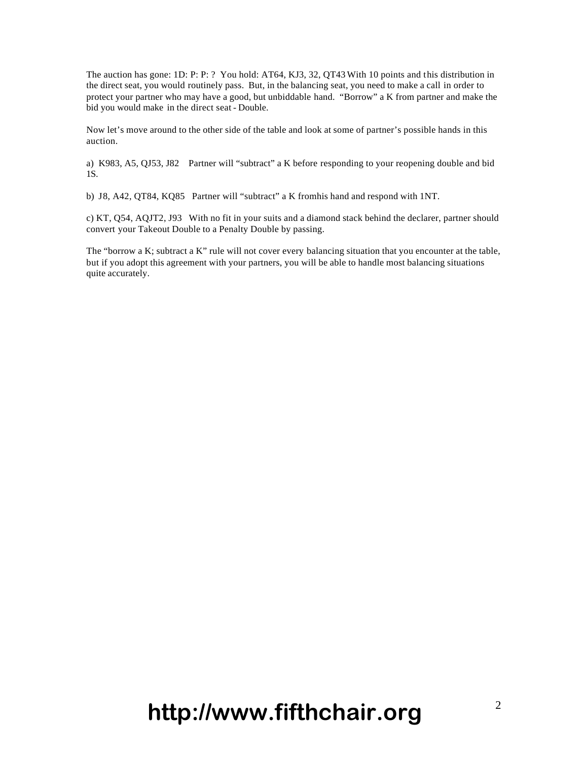The auction has gone: 1D: P: P: ? You hold: AT64, KJ3, 32, QT43 With 10 points and this distribution in the direct seat, you would routinely pass. But, in the balancing seat, you need to make a call in order to protect your partner who may have a good, but unbiddable hand. "Borrow" a K from partner and make the bid you would make in the direct seat - Double.

Now let's move around to the other side of the table and look at some of partner's possible hands in this auction.

a) K983, A5, QJ53, J82 Partner will "subtract" a K before responding to your reopening double and bid 1S.

b) J8, A42, QT84, KQ85 Partner will "subtract" a K fromhis hand and respond with 1NT.

c) KT, Q54, AQJT2, J93 With no fit in your suits and a diamond stack behind the declarer, partner should convert your Takeout Double to a Penalty Double by passing.

The "borrow a K; subtract a K" rule will not cover every balancing situation that you encounter at the table, but if you adopt this agreement with your partners, you will be able to handle most balancing situations quite accurately.

**http://www.fifthchair.org**